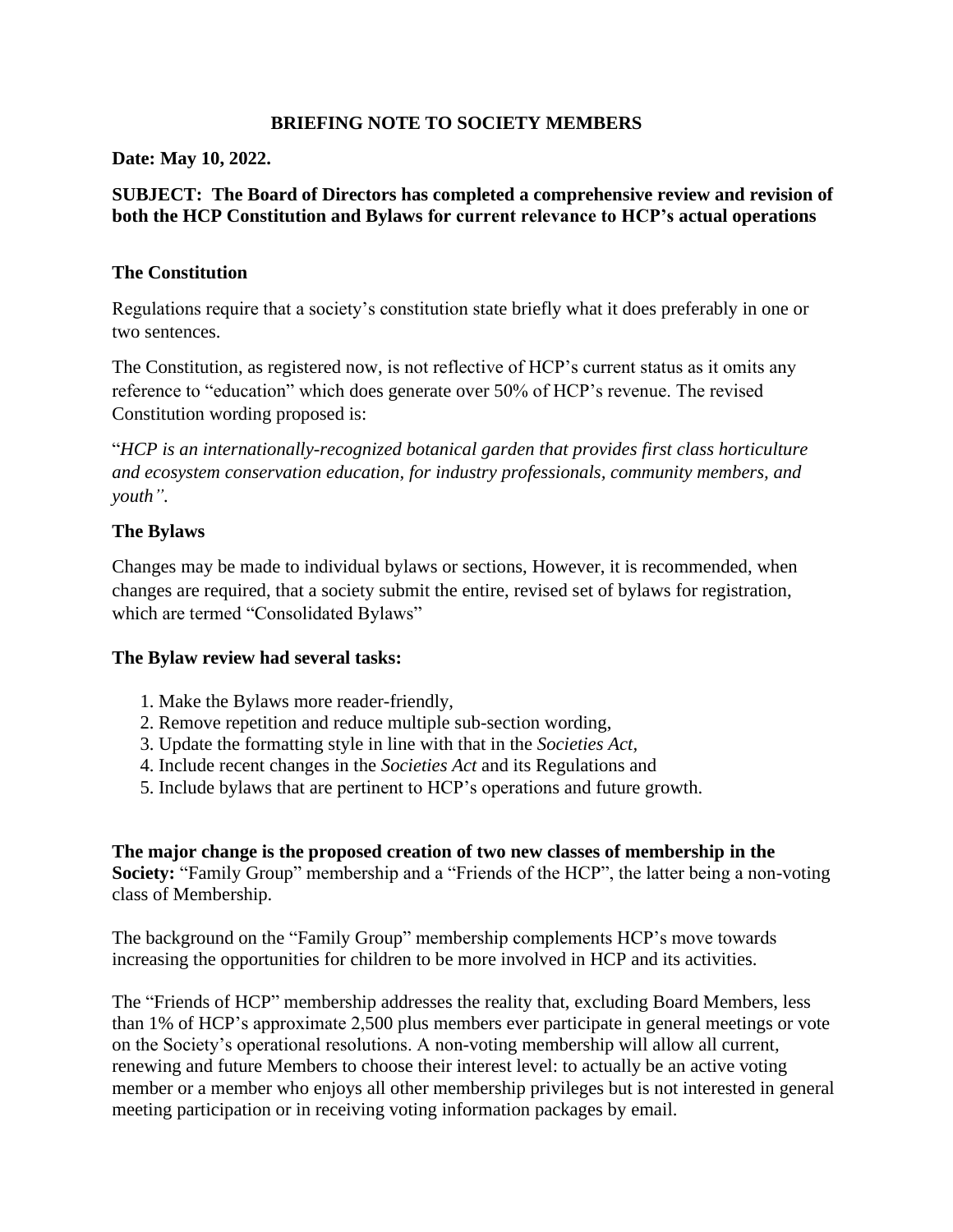# BRIEFING NOTE TO SOCIETY MEMBERS

**Date: May 10, 2022.**

**SUBJECT: The Board of Directors has completed a comprehensive review and revision of both the HCP Constitution and Bylaws for current relevance to HCP's actual operations**

### The Constitution

Regulations require that a society's constitution state briefly what it does preferably in one or two sentences.

The Constitution, as registered now, is not reflective of HCP's current status as it omits any reference to "education" which does generate over 50% of HCP's revenue. The revised Constitution wording proposed is:

"*HCP is an internationally-recognized botanical garden that provides first class horticulture and ecosystem conservation education, for industry professionals, community members, and youth"*.

### The Bylaws

Changes may be made to individual bylaws or sections, However, it is recommended, when changes are required, that a society submit the entire, revised set of bylaws for registration, which are termed "Consolidated Bylaws"

**The Bylaw review had several tasks:**

1. Make the Bylaws more reader-friendly,
2. Remove repetition and reduce multiple sub-section wording,
3. Update the formatting style in line with that in the *Societies Act*,
4. Include recent changes in the *Societies Act* and its Regulations and
5. Include bylaws that are pertinent to HCP's operations and future growth.

**The major change is the proposed creation of two new classes of membership in the Society:** "Family Group" membership and a "Friends of the HCP", the latter being a non-voting class of Membership.

The background on the "Family Group" membership complements HCP's move towards increasing the opportunities for children to be more involved in HCP and its activities.

The "Friends of HCP" membership addresses the reality that, excluding Board Members, less than 1% of HCP's approximate 2,500 plus members ever participate in general meetings or vote on the Society's operational resolutions. A non-voting membership will allow all current, renewing and future Members to choose their interest level: to actually be an active voting member or a member who enjoys all other membership privileges but is not interested in general meeting participation or in receiving voting information packages by email.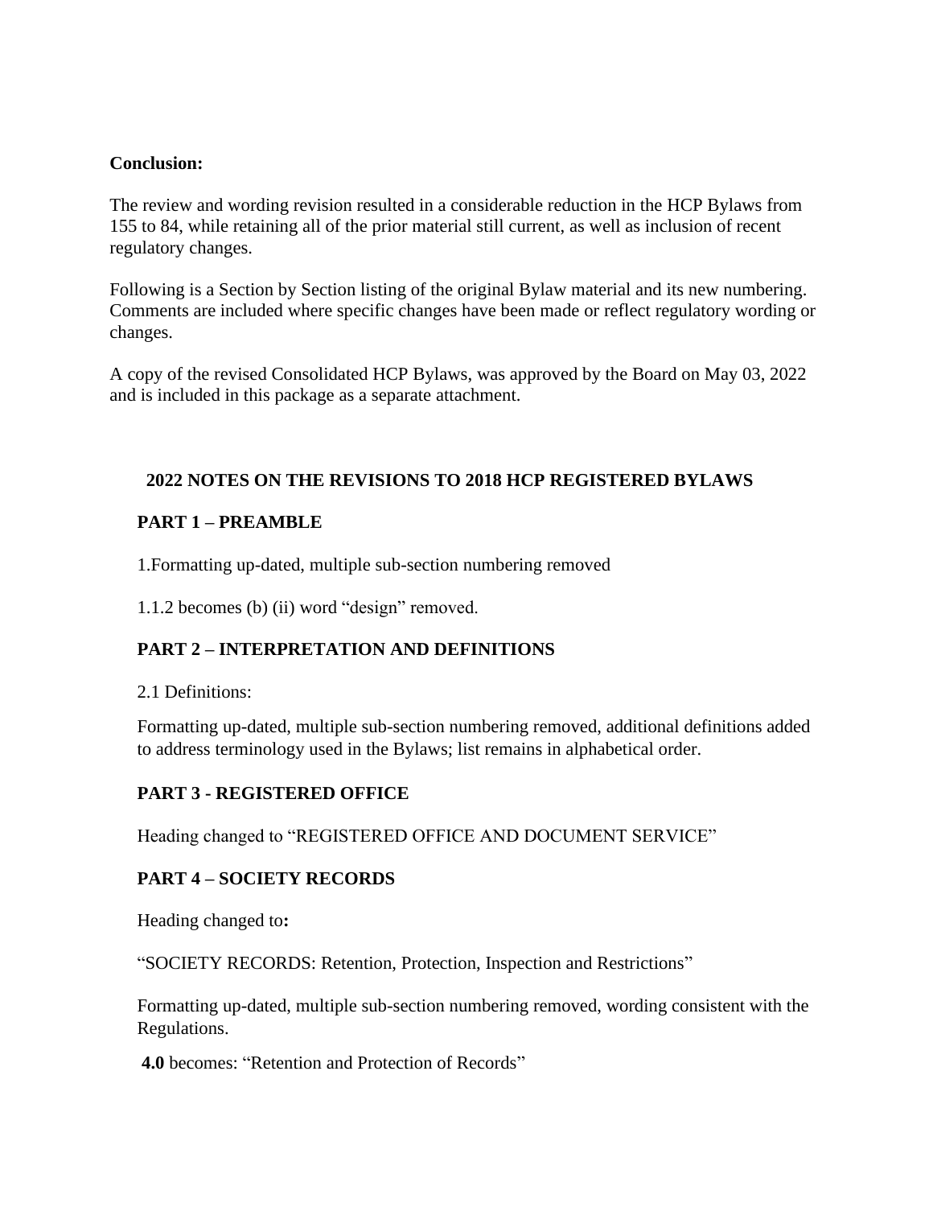**Conclusion:**

The review and wording revision resulted in a considerable reduction in the HCP Bylaws from 155 to 84, while retaining all of the prior material still current, as well as inclusion of recent regulatory changes.

Following is a Section by Section listing of the original Bylaw material and its new numbering. Comments are included where specific changes have been made or reflect regulatory wording or changes.

A copy of the revised Consolidated HCP Bylaws, was approved by the Board on May 03, 2022 and is included in this package as a separate attachment.

## 2022 NOTES ON THE REVISIONS TO 2018 HCP REGISTERED BYLAWS

### PART 1 – PREAMBLE

1.Formatting up-dated, multiple sub-section numbering removed

1.1.2 becomes (b) (ii) word “design” removed.

### PART 2 – INTERPRETATION AND DEFINITIONS

2.1 Definitions:

Formatting up-dated, multiple sub-section numbering removed, additional definitions added to address terminology used in the Bylaws; list remains in alphabetical order.

### PART 3 - REGISTERED OFFICE

Heading changed to “REGISTERED OFFICE AND DOCUMENT SERVICE”

### PART 4 – SOCIETY RECORDS

Heading changed to**:**

“SOCIETY RECORDS: Retention, Protection, Inspection and Restrictions”

Formatting up-dated, multiple sub-section numbering removed, wording consistent with the Regulations.

**4.0** becomes: “Retention and Protection of Records”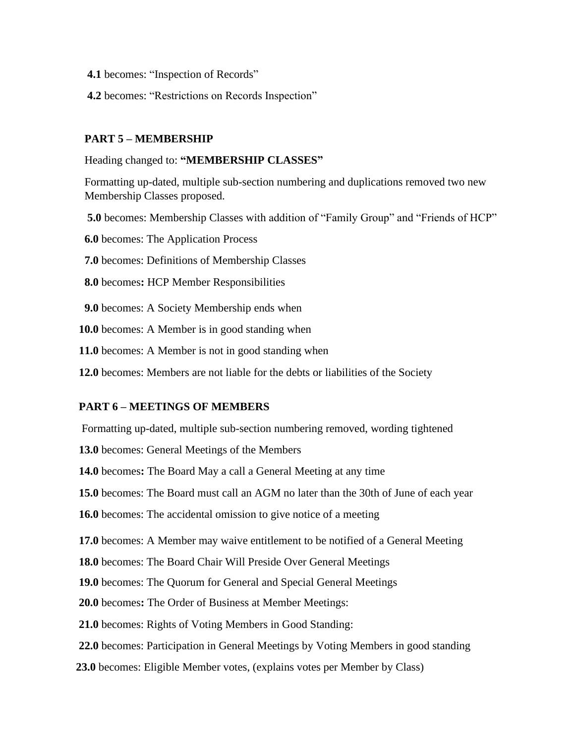**4.1** becomes: “Inspection of Records”

**4.2** becomes: “Restrictions on Records Inspection”

**PART 5 – MEMBERSHIP**

Heading changed to: **“MEMBERSHIP CLASSES”**

Formatting up-dated, multiple sub-section numbering and duplications removed two new Membership Classes proposed.

**5.0** becomes: Membership Classes with addition of “Family Group” and “Friends of HCP”

**6.0** becomes: The Application Process

**7.0** becomes: Definitions of Membership Classes

**8.0** becomes**:** HCP Member Responsibilities

**9.0** becomes: A Society Membership ends when

**10.0** becomes: A Member is in good standing when

**11.0** becomes: A Member is not in good standing when

**12.0** becomes: Members are not liable for the debts or liabilities of the Society

**PART 6 – MEETINGS OF MEMBERS**

Formatting up-dated, multiple sub-section numbering removed, wording tightened

**13.0** becomes: General Meetings of the Members

**14.0** becomes**:** The Board May a call a General Meeting at any time

**15.0** becomes: The Board must call an AGM no later than the 30th of June of each year

**16.0** becomes: The accidental omission to give notice of a meeting

**17.0** becomes: A Member may waive entitlement to be notified of a General Meeting

**18.0** becomes: The Board Chair Will Preside Over General Meetings

**19.0** becomes: The Quorum for General and Special General Meetings

**20.0** becomes**:** The Order of Business at Member Meetings:

**21.0** becomes: Rights of Voting Members in Good Standing:

**22.0** becomes: Participation in General Meetings by Voting Members in good standing

**23.0** becomes: Eligible Member votes, (explains votes per Member by Class)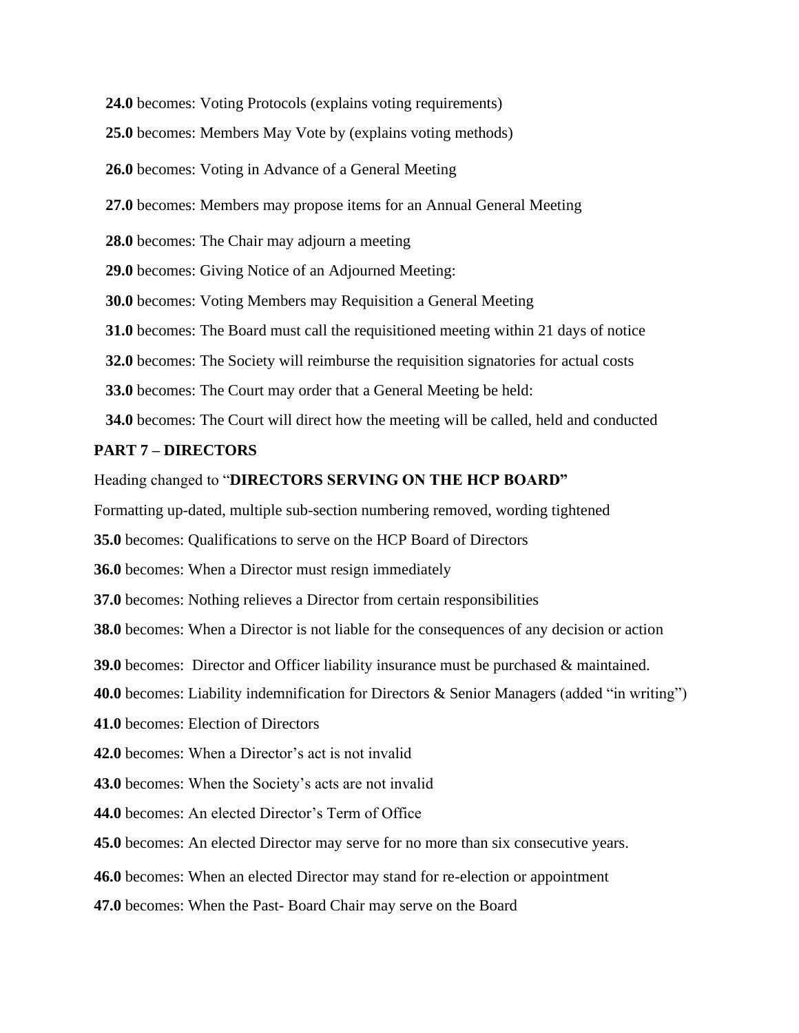**24.0** becomes: Voting Protocols (explains voting requirements)

**25.0** becomes: Members May Vote by (explains voting methods)

**26.0** becomes: Voting in Advance of a General Meeting

**27.0** becomes: Members may propose items for an Annual General Meeting

**28.0** becomes: The Chair may adjourn a meeting

**29.0** becomes: Giving Notice of an Adjourned Meeting:

**30.0** becomes: Voting Members may Requisition a General Meeting

**31.0** becomes: The Board must call the requisitioned meeting within 21 days of notice

**32.0** becomes: The Society will reimburse the requisition signatories for actual costs

**33.0** becomes: The Court may order that a General Meeting be held:

**34.0** becomes: The Court will direct how the meeting will be called, held and conducted

**PART 7 – DIRECTORS**

Heading changed to "**DIRECTORS SERVING ON THE HCP BOARD"**

Formatting up-dated, multiple sub-section numbering removed, wording tightened

**35.0** becomes: Qualifications to serve on the HCP Board of Directors

**36.0** becomes: When a Director must resign immediately

**37.0** becomes: Nothing relieves a Director from certain responsibilities

**38.0** becomes: When a Director is not liable for the consequences of any decision or action

**39.0** becomes: Director and Officer liability insurance must be purchased & maintained.

**40.0** becomes: Liability indemnification for Directors & Senior Managers (added "in writing")

**41.0** becomes: Election of Directors

**42.0** becomes: When a Director's act is not invalid

**43.0** becomes: When the Society's acts are not invalid

**44.0** becomes: An elected Director's Term of Office

**45.0** becomes: An elected Director may serve for no more than six consecutive years.

**46.0** becomes: When an elected Director may stand for re-election or appointment

**47.0** becomes: When the Past- Board Chair may serve on the Board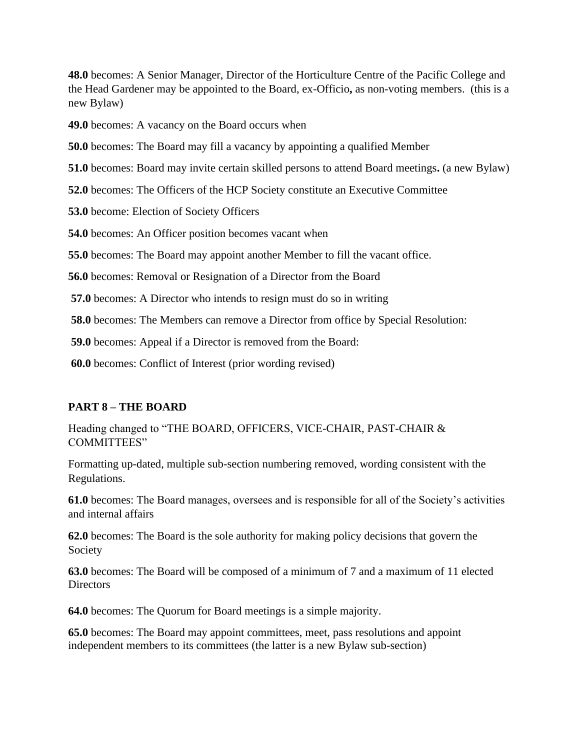**48.0** becomes: A Senior Manager, Director of the Horticulture Centre of the Pacific College and the Head Gardener may be appointed to the Board, ex-Officio**,** as non-voting members. (this is a new Bylaw)

**49.0** becomes: A vacancy on the Board occurs when

**50.0** becomes: The Board may fill a vacancy by appointing a qualified Member

**51.0** becomes: Board may invite certain skilled persons to attend Board meetings**.** (a new Bylaw)

**52.0** becomes: The Officers of the HCP Society constitute an Executive Committee

**53.0** become: Election of Society Officers

**54.0** becomes: An Officer position becomes vacant when

**55.0** becomes: The Board may appoint another Member to fill the vacant office.

**56.0** becomes: Removal or Resignation of a Director from the Board

**57.0** becomes: A Director who intends to resign must do so in writing

**58.0** becomes: The Members can remove a Director from office by Special Resolution:

**59.0** becomes: Appeal if a Director is removed from the Board:

**60.0** becomes: Conflict of Interest (prior wording revised)

## PART 8 – THE BOARD

Heading changed to "THE BOARD, OFFICERS, VICE-CHAIR, PAST-CHAIR & COMMITTEES"

Formatting up-dated, multiple sub-section numbering removed, wording consistent with the Regulations.

**61.0** becomes: The Board manages, oversees and is responsible for all of the Society's activities and internal affairs

**62.0** becomes: The Board is the sole authority for making policy decisions that govern the Society

**63.0** becomes: The Board will be composed of a minimum of 7 and a maximum of 11 elected Directors

**64.0** becomes: The Quorum for Board meetings is a simple majority.

**65.0** becomes: The Board may appoint committees, meet, pass resolutions and appoint independent members to its committees (the latter is a new Bylaw sub-section)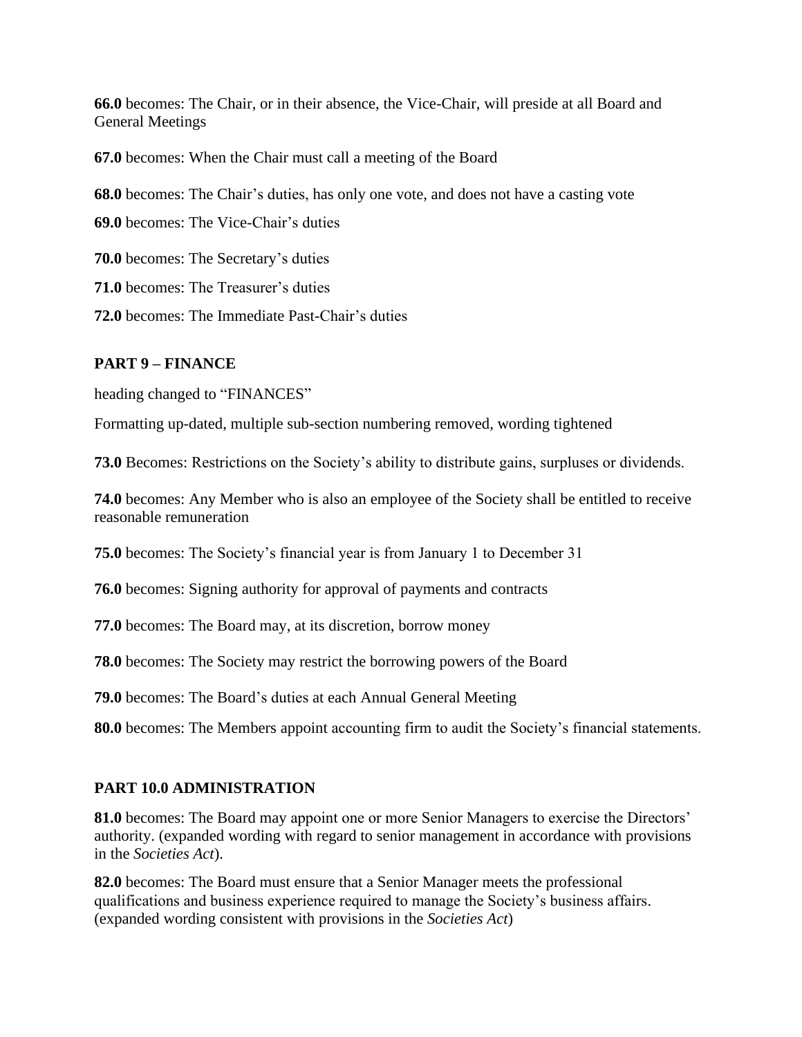**66.0** becomes: The Chair, or in their absence, the Vice-Chair, will preside at all Board and General Meetings

**67.0** becomes: When the Chair must call a meeting of the Board

**68.0** becomes: The Chair's duties, has only one vote, and does not have a casting vote

**69.0** becomes: The Vice-Chair's duties

**70.0** becomes: The Secretary's duties

**71.0** becomes: The Treasurer's duties

**72.0** becomes: The Immediate Past-Chair's duties

## PART 9 – FINANCE

heading changed to "FINANCES"

Formatting up-dated, multiple sub-section numbering removed, wording tightened

**73.0** Becomes: Restrictions on the Society's ability to distribute gains, surpluses or dividends.

**74.0** becomes: Any Member who is also an employee of the Society shall be entitled to receive reasonable remuneration

**75.0** becomes: The Society's financial year is from January 1 to December 31

**76.0** becomes: Signing authority for approval of payments and contracts

**77.0** becomes: The Board may, at its discretion, borrow money

**78.0** becomes: The Society may restrict the borrowing powers of the Board

**79.0** becomes: The Board's duties at each Annual General Meeting

**80.0** becomes: The Members appoint accounting firm to audit the Society's financial statements.

## PART 10.0 ADMINISTRATION

**81.0** becomes: The Board may appoint one or more Senior Managers to exercise the Directors' authority. (expanded wording with regard to senior management in accordance with provisions in the *Societies Act*).

**82.0** becomes: The Board must ensure that a Senior Manager meets the professional qualifications and business experience required to manage the Society's business affairs. (expanded wording consistent with provisions in the *Societies Act*)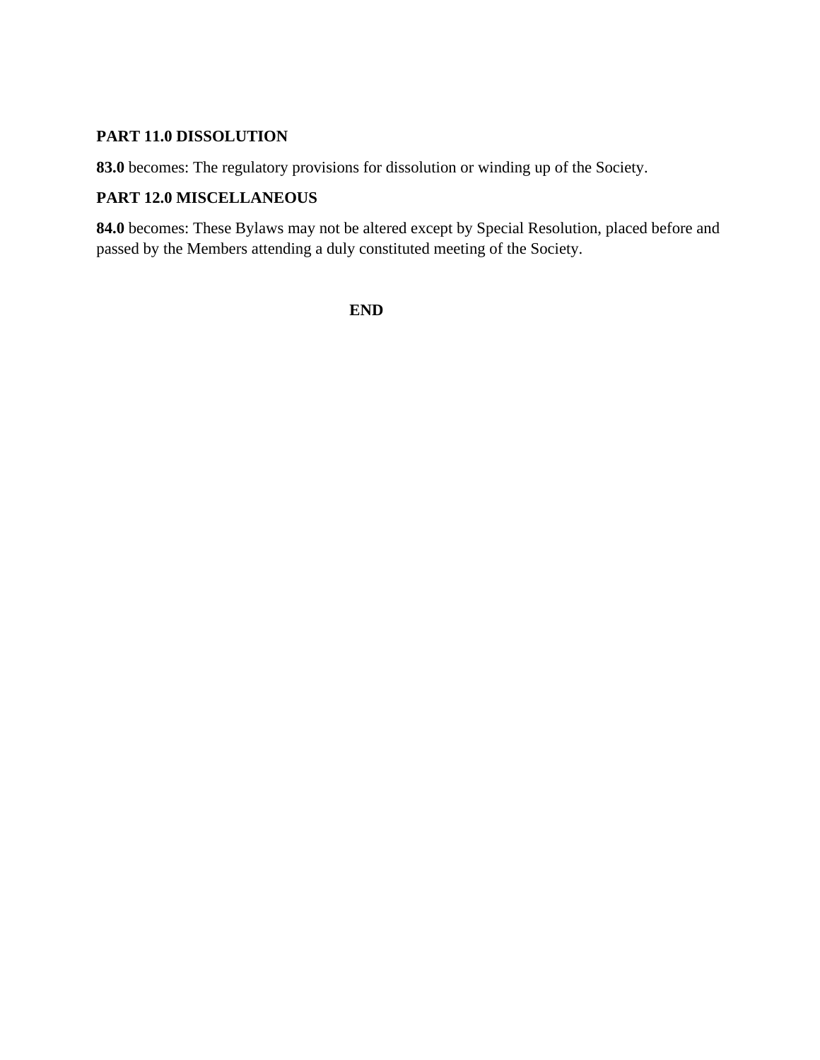**PART 11.0 DISSOLUTION**

**83.0** becomes: The regulatory provisions for dissolution or winding up of the Society.

**PART 12.0 MISCELLANEOUS**

**84.0** becomes: These Bylaws may not be altered except by Special Resolution, placed before and passed by the Members attending a duly constituted meeting of the Society.

**END**